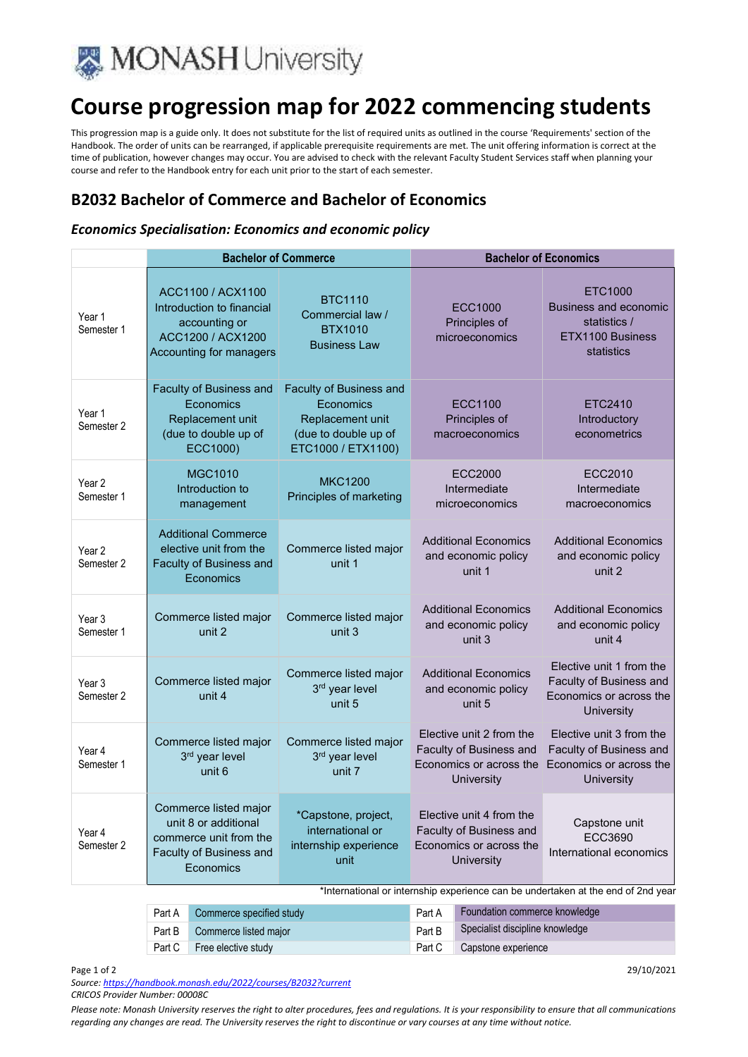MONASH University

# Course progression map for 2022 commencing students

This progression map is a guide only. It does not substitute for the list of required units as outlined in the course 'Requirements' section of the Handbook. The order of units can be rearranged, if applicable prerequisite requirements are met. The unit offering information is correct at the time of publication, however changes may occur. You are advised to check with the relevant Faculty Student Services staff when planning your course and refer to the Handbook entry for each unit prior to the start of each semester.

## B2032 Bachelor of Commerce and Bachelor of Economics

### *Economics Specialisation: Economics and economic policy*

| | Bachelor of Commerce | | Bachelor of Economics | |
|---|---|---|---|---|
| Year 1 Semester 1 | ACC1100 / ACX1100 Introduction to financial accounting or ACC1200 / ACX1200 Accounting for managers | BTC1110 Commercial law / BTX1010 Business Law | ECC1000 Principles of microeconomics | ETC1000 Business and economic statistics / ETX1100 Business statistics |
| Year 1 Semester 2 | Faculty of Business and Economics Replacement unit (due to double up of ECC1000) | Faculty of Business and Economics Replacement unit (due to double up of ETC1000 / ETX1100) | ECC1100 Principles of macroeconomics | ETC2410 Introductory econometrics |
| Year 2 Semester 1 | MGC1010 Introduction to management | MKC1200 Principles of marketing | ECC2000 Intermediate microeconomics | ECC2010 Intermediate macroeconomics |
| Year 2 Semester 2 | Additional Commerce elective unit from the Faculty of Business and Economics | Commerce listed major unit 1 | Additional Economics and economic policy unit 1 | Additional Economics and economic policy unit 2 |
| Year 3 Semester 1 | Commerce listed major unit 2 | Commerce listed major unit 3 | Additional Economics and economic policy unit 3 | Additional Economics and economic policy unit 4 |
| Year 3 Semester 2 | Commerce listed major unit 4 | Commerce listed major 3rd year level unit 5 | Additional Economics and economic policy unit 5 | Elective unit 1 from the Faculty of Business and Economics or across the University |
| Year 4 Semester 1 | Commerce listed major 3rd year level unit 6 | Commerce listed major 3rd year level unit 7 | Elective unit 2 from the Faculty of Business and Economics or across the University | Elective unit 3 from the Faculty of Business and Economics or across the University |
| Year 4 Semester 2 | Commerce listed major unit 8 or additional commerce unit from the Faculty of Business and Economics | *Capstone, project, international or internship experience unit | Elective unit 4 from the Faculty of Business and Economics or across the University | Capstone unit ECC3690 International economics |

*International or internship experience can be undertaken at the end of 2nd year

| | | | |
|---|---|---|---|
| Part A | Commerce specified study | Part A | Foundation commerce knowledge |
| Part B | Commerce listed major | Part B | Specialist discipline knowledge |
| Part C | Free elective study | Part C | Capstone experience |

29/10/2021

*Source: https://handbook.monash.edu/2022/courses/B2032?current*
*CRICOS Provider Number: 00008C*

*Please note: Monash University reserves the right to alter procedures, fees and regulations. It is your responsibility to ensure that all communications regarding any changes are read. The University reserves the right to discontinue or vary courses at any time without notice.*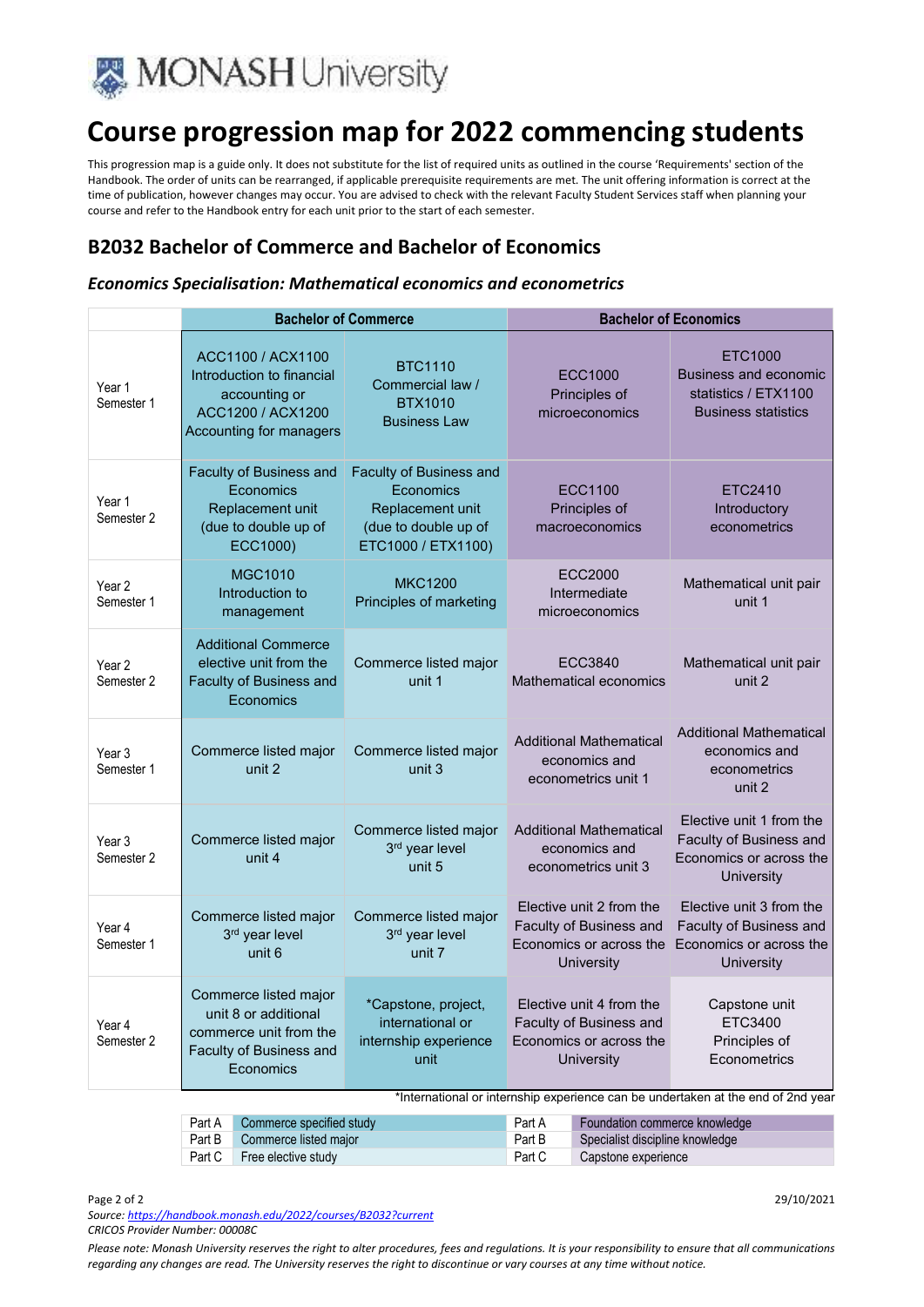# Course progression map for 2022 commencing students

This progression map is a guide only. It does not substitute for the list of required units as outlined in the course 'Requirements' section of the Handbook. The order of units can be rearranged, if applicable prerequisite requirements are met. The unit offering information is correct at the time of publication, however changes may occur. You are advised to check with the relevant Faculty Student Services staff when planning your course and refer to the Handbook entry for each unit prior to the start of each semester.

## B2032 Bachelor of Commerce and Bachelor of Economics

### *Economics Specialisation: Mathematical economics and econometrics*

| | Bachelor of Commerce | | Bachelor of Economics | |
|---|---|---|---|---|
| Year 1 Semester 1 | ACC1100 / ACX1100 Introduction to financial accounting or ACC1200 / ACX1200 Accounting for managers | BTC1110 Commercial law / BTX1010 Business Law | ECC1000 Principles of microeconomics | ETC1000 Business and economic statistics / ETX1100 Business statistics |
| Year 1 Semester 2 | Faculty of Business and Economics Replacement unit (due to double up of ECC1000) | Faculty of Business and Economics Replacement unit (due to double up of ETC1000 / ETX1100) | ECC1100 Principles of macroeconomics | ETC2410 Introductory econometrics |
| Year 2 Semester 1 | MGC1010 Introduction to management | MKC1200 Principles of marketing | ECC2000 Intermediate microeconomics | Mathematical unit pair unit 1 |
| Year 2 Semester 2 | Additional Commerce elective unit from the Faculty of Business and Economics | Commerce listed major unit 1 | ECC3840 Mathematical economics | Mathematical unit pair unit 2 |
| Year 3 Semester 1 | Commerce listed major unit 2 | Commerce listed major unit 3 | Additional Mathematical economics and econometrics unit 1 | Additional Mathematical economics and econometrics unit 2 |
| Year 3 Semester 2 | Commerce listed major unit 4 | Commerce listed major 3rd year level unit 5 | Additional Mathematical economics and econometrics unit 3 | Elective unit 1 from the Faculty of Business and Economics or across the University |
| Year 4 Semester 1 | Commerce listed major 3rd year level unit 6 | Commerce listed major 3rd year level unit 7 | Elective unit 2 from the Faculty of Business and Economics or across the University | Elective unit 3 from the Faculty of Business and Economics or across the University |
| Year 4 Semester 2 | Commerce listed major unit 8 or additional commerce unit from the Faculty of Business and Economics | *Capstone, project, international or internship experience unit | Elective unit 4 from the Faculty of Business and Economics or across the University | Capstone unit ETC3400 Principles of Econometrics |

*International or internship experience can be undertaken at the end of 2nd year

| | | | |
|---|---|---|---|
| Part A | Commerce specified study | Part A | Foundation commerce knowledge |
| Part B | Commerce listed major | Part B | Specialist discipline knowledge |
| Part C | Free elective study | Part C | Capstone experience |

29/10/2021

*Source: https://handbook.monash.edu/2022/courses/B2032?current*

*CRICOS Provider Number: 00008C*

*Please note: Monash University reserves the right to alter procedures, fees and regulations. It is your responsibility to ensure that all communications regarding any changes are read. The University reserves the right to discontinue or vary courses at any time without notice.*